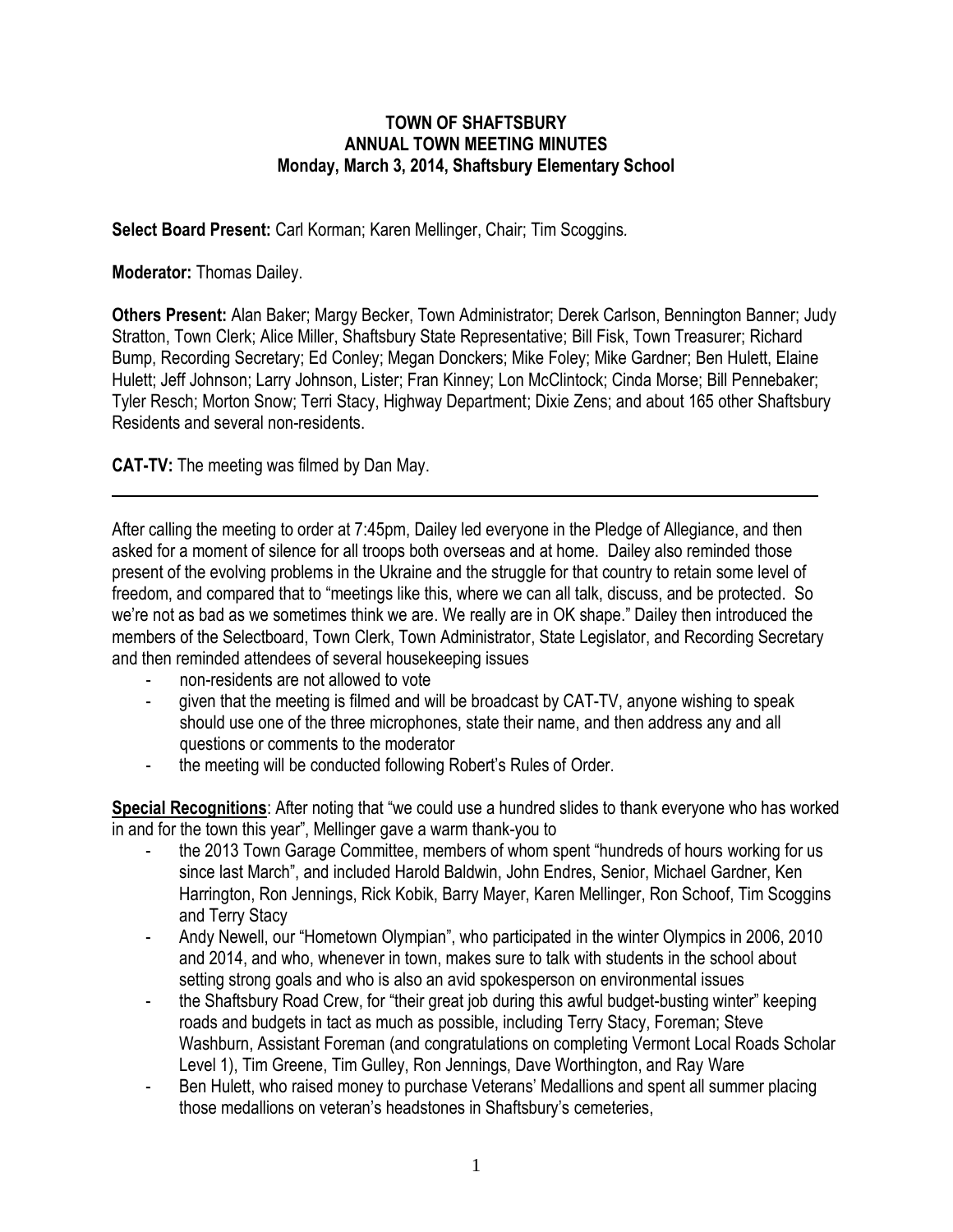**TOWN OF SHAFTSBURY**
**ANNUAL TOWN MEETING MINUTES**
**Monday, March 3, 2014, Shaftsbury Elementary School**

**Select Board Present:** Carl Korman; Karen Mellinger, Chair; Tim Scoggins.

**Moderator:** Thomas Dailey.

**Others Present:** Alan Baker; Margy Becker, Town Administrator; Derek Carlson, Bennington Banner; Judy Stratton, Town Clerk; Alice Miller, Shaftsbury State Representative; Bill Fisk, Town Treasurer; Richard Bump, Recording Secretary; Ed Conley; Megan Donckers; Mike Foley; Mike Gardner; Ben Hulett, Elaine Hulett; Jeff Johnson; Larry Johnson, Lister; Fran Kinney; Lon McClintock; Cinda Morse; Bill Pennebaker; Tyler Resch; Morton Snow; Terri Stacy, Highway Department; Dixie Zens; and about 165 other Shaftsbury Residents and several non-residents.

**CAT-TV:** The meeting was filmed by Dan May.

---

After calling the meeting to order at 7:45pm, Dailey led everyone in the Pledge of Allegiance, and then asked for a moment of silence for all troops both overseas and at home. Dailey also reminded those present of the evolving problems in the Ukraine and the struggle for that country to retain some level of freedom, and compared that to "meetings like this, where we can all talk, discuss, and be protected. So we're not as bad as we sometimes think we are. We really are in OK shape." Dailey then introduced the members of the Selectboard, Town Clerk, Town Administrator, State Legislator, and Recording Secretary and then reminded attendees of several housekeeping issues

- non-residents are not allowed to vote
- given that the meeting is filmed and will be broadcast by CAT-TV, anyone wishing to speak should use one of the three microphones, state their name, and then address any and all questions or comments to the moderator
- the meeting will be conducted following Robert's Rules of Order.

**Special Recognitions**: After noting that "we could use a hundred slides to thank everyone who has worked in and for the town this year", Mellinger gave a warm thank-you to

- the 2013 Town Garage Committee, members of whom spent "hundreds of hours working for us since last March", and included Harold Baldwin, John Endres, Senior, Michael Gardner, Ken Harrington, Ron Jennings, Rick Kobik, Barry Mayer, Karen Mellinger, Ron Schoof, Tim Scoggins and Terry Stacy
- Andy Newell, our "Hometown Olympian", who participated in the winter Olympics in 2006, 2010 and 2014, and who, whenever in town, makes sure to talk with students in the school about setting strong goals and who is also an avid spokesperson on environmental issues
- the Shaftsbury Road Crew, for "their great job during this awful budget-busting winter" keeping roads and budgets in tact as much as possible, including Terry Stacy, Foreman; Steve Washburn, Assistant Foreman (and congratulations on completing Vermont Local Roads Scholar Level 1), Tim Greene, Tim Gulley, Ron Jennings, Dave Worthington, and Ray Ware
- Ben Hulett, who raised money to purchase Veterans' Medallions and spent all summer placing those medallions on veteran's headstones in Shaftsbury's cemeteries,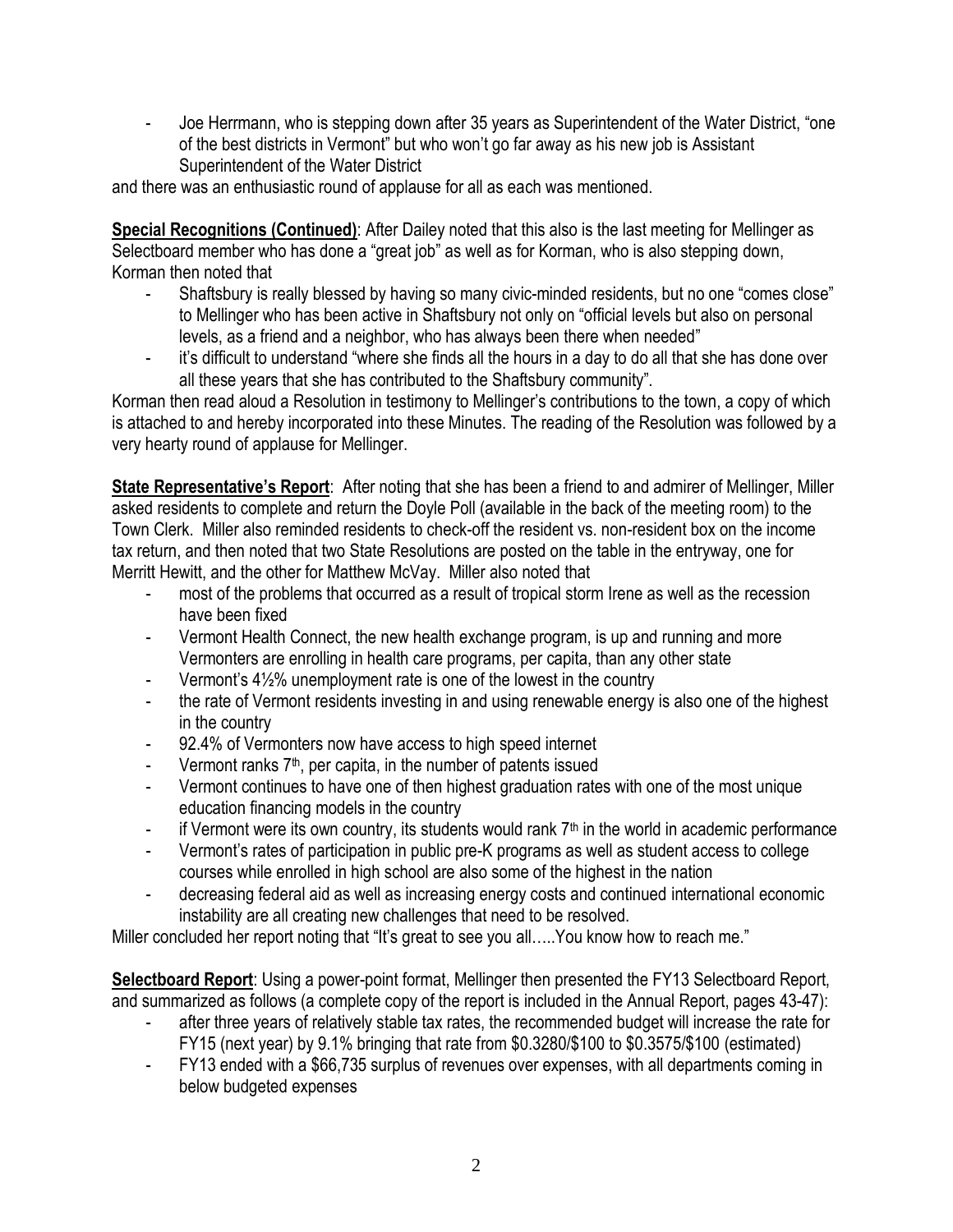- Joe Herrmann, who is stepping down after 35 years as Superintendent of the Water District, "one of the best districts in Vermont" but who won't go far away as his new job is Assistant Superintendent of the Water District

and there was an enthusiastic round of applause for all as each was mentioned.

**Special Recognitions (Continued)**: After Dailey noted that this also is the last meeting for Mellinger as Selectboard member who has done a "great job" as well as for Korman, who is also stepping down, Korman then noted that

- Shaftsbury is really blessed by having so many civic-minded residents, but no one "comes close" to Mellinger who has been active in Shaftsbury not only on "official levels but also on personal levels, as a friend and a neighbor, who has always been there when needed"
- it's difficult to understand "where she finds all the hours in a day to do all that she has done over all these years that she has contributed to the Shaftsbury community".

Korman then read aloud a Resolution in testimony to Mellinger's contributions to the town, a copy of which is attached to and hereby incorporated into these Minutes. The reading of the Resolution was followed by a very hearty round of applause for Mellinger.

**State Representative's Report**: After noting that she has been a friend to and admirer of Mellinger, Miller asked residents to complete and return the Doyle Poll (available in the back of the meeting room) to the Town Clerk. Miller also reminded residents to check-off the resident vs. non-resident box on the income tax return, and then noted that two State Resolutions are posted on the table in the entryway, one for Merritt Hewitt, and the other for Matthew McVay. Miller also noted that

- most of the problems that occurred as a result of tropical storm Irene as well as the recession have been fixed
- Vermont Health Connect, the new health exchange program, is up and running and more Vermonters are enrolling in health care programs, per capita, than any other state
- Vermont's 4½% unemployment rate is one of the lowest in the country
- the rate of Vermont residents investing in and using renewable energy is also one of the highest in the country
- 92.4% of Vermonters now have access to high speed internet
- Vermont ranks 7th, per capita, in the number of patents issued
- Vermont continues to have one of then highest graduation rates with one of the most unique education financing models in the country
- if Vermont were its own country, its students would rank 7th in the world in academic performance
- Vermont's rates of participation in public pre-K programs as well as student access to college courses while enrolled in high school are also some of the highest in the nation
- decreasing federal aid as well as increasing energy costs and continued international economic instability are all creating new challenges that need to be resolved.

Miller concluded her report noting that "It's great to see you all…..You know how to reach me."

**Selectboard Report**: Using a power-point format, Mellinger then presented the FY13 Selectboard Report, and summarized as follows (a complete copy of the report is included in the Annual Report, pages 43-47):

- after three years of relatively stable tax rates, the recommended budget will increase the rate for FY15 (next year) by 9.1% bringing that rate from $0.3280/$100 to $0.3575/$100 (estimated)
- FY13 ended with a $66,735 surplus of revenues over expenses, with all departments coming in below budgeted expenses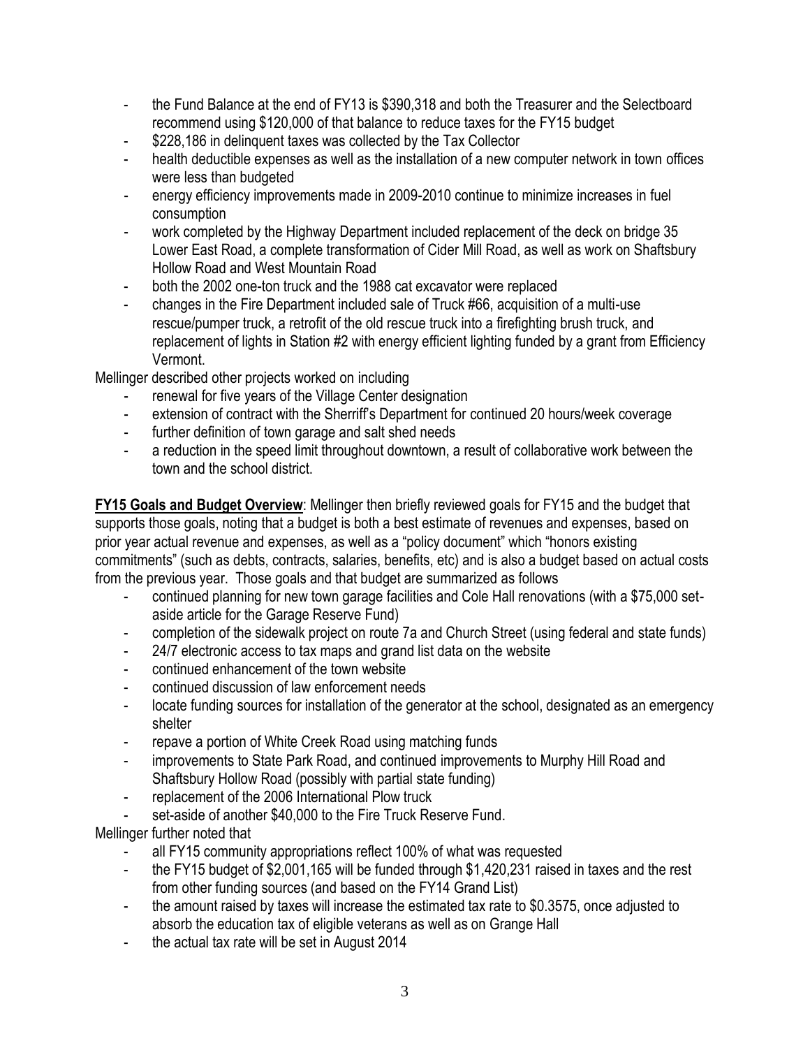- the Fund Balance at the end of FY13 is $390,318 and both the Treasurer and the Selectboard recommend using $120,000 of that balance to reduce taxes for the FY15 budget
- $228,186 in delinquent taxes was collected by the Tax Collector
- health deductible expenses as well as the installation of a new computer network in town offices were less than budgeted
- energy efficiency improvements made in 2009-2010 continue to minimize increases in fuel consumption
- work completed by the Highway Department included replacement of the deck on bridge 35 Lower East Road, a complete transformation of Cider Mill Road, as well as work on Shaftsbury Hollow Road and West Mountain Road
- both the 2002 one-ton truck and the 1988 cat excavator were replaced
- changes in the Fire Department included sale of Truck #66, acquisition of a multi-use rescue/pumper truck, a retrofit of the old rescue truck into a firefighting brush truck, and replacement of lights in Station #2 with energy efficient lighting funded by a grant from Efficiency Vermont.

Mellinger described other projects worked on including

- renewal for five years of the Village Center designation
- extension of contract with the Sherriff's Department for continued 20 hours/week coverage
- further definition of town garage and salt shed needs
- a reduction in the speed limit throughout downtown, a result of collaborative work between the town and the school district.

**FY15 Goals and Budget Overview**: Mellinger then briefly reviewed goals for FY15 and the budget that supports those goals, noting that a budget is both a best estimate of revenues and expenses, based on prior year actual revenue and expenses, as well as a "policy document" which "honors existing commitments" (such as debts, contracts, salaries, benefits, etc) and is also a budget based on actual costs from the previous year. Those goals and that budget are summarized as follows

- continued planning for new town garage facilities and Cole Hall renovations (with a $75,000 set-aside article for the Garage Reserve Fund)
- completion of the sidewalk project on route 7a and Church Street (using federal and state funds)
- 24/7 electronic access to tax maps and grand list data on the website
- continued enhancement of the town website
- continued discussion of law enforcement needs
- locate funding sources for installation of the generator at the school, designated as an emergency shelter
- repave a portion of White Creek Road using matching funds
- improvements to State Park Road, and continued improvements to Murphy Hill Road and Shaftsbury Hollow Road (possibly with partial state funding)
- replacement of the 2006 International Plow truck
- set-aside of another $40,000 to the Fire Truck Reserve Fund.

Mellinger further noted that

- all FY15 community appropriations reflect 100% of what was requested
- the FY15 budget of $2,001,165 will be funded through $1,420,231 raised in taxes and the rest from other funding sources (and based on the FY14 Grand List)
- the amount raised by taxes will increase the estimated tax rate to $0.3575, once adjusted to absorb the education tax of eligible veterans as well as on Grange Hall
- the actual tax rate will be set in August 2014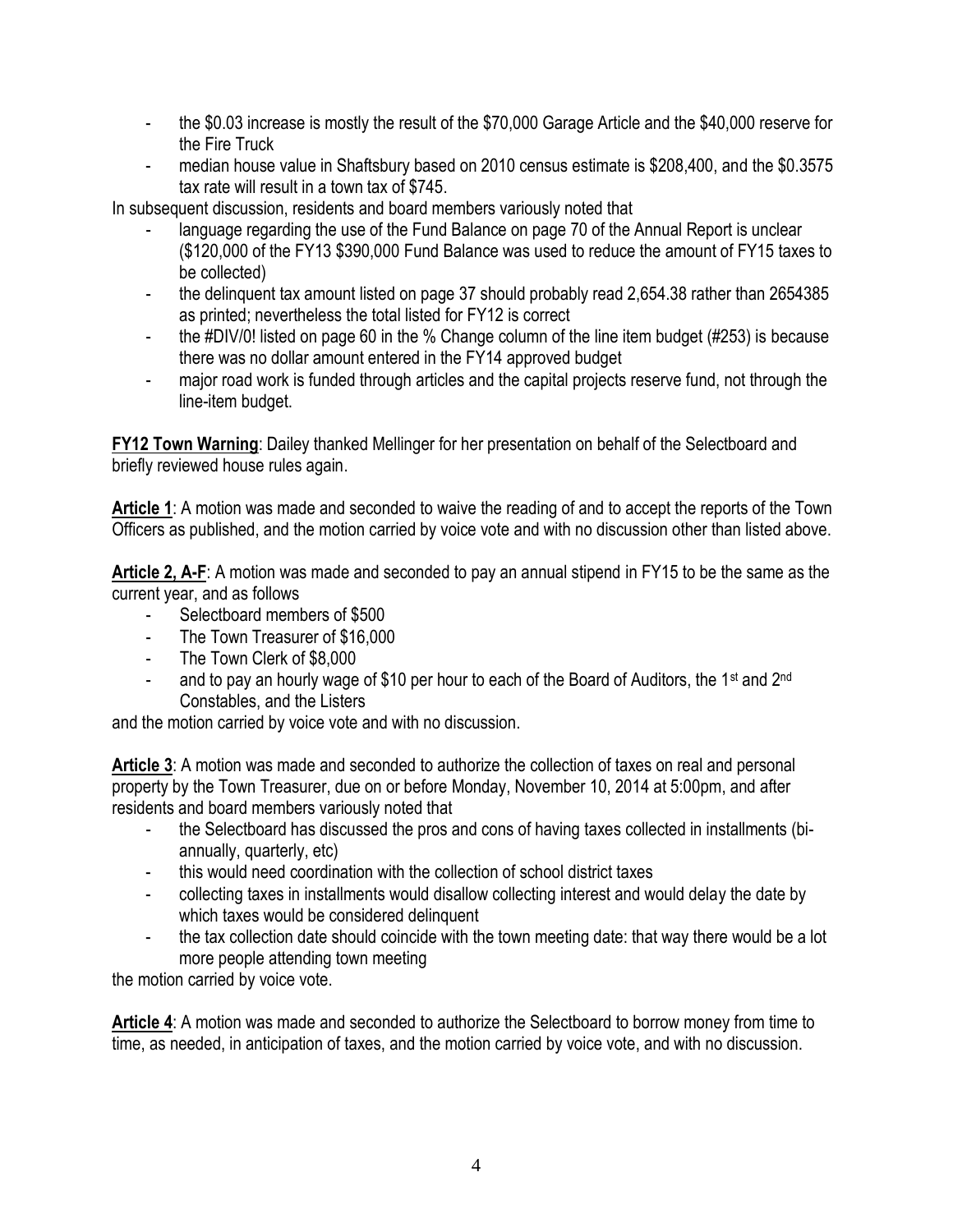- the $0.03 increase is mostly the result of the $70,000 Garage Article and the $40,000 reserve for the Fire Truck
- median house value in Shaftsbury based on 2010 census estimate is $208,400, and the $0.3575 tax rate will result in a town tax of $745.

In subsequent discussion, residents and board members variously noted that

- language regarding the use of the Fund Balance on page 70 of the Annual Report is unclear ($120,000 of the FY13 $390,000 Fund Balance was used to reduce the amount of FY15 taxes to be collected)
- the delinquent tax amount listed on page 37 should probably read 2,654.38 rather than 2654385 as printed; nevertheless the total listed for FY12 is correct
- the #DIV/0! listed on page 60 in the % Change column of the line item budget (#253) is because there was no dollar amount entered in the FY14 approved budget
- major road work is funded through articles and the capital projects reserve fund, not through the line-item budget.

**FY12 Town Warning**: Dailey thanked Mellinger for her presentation on behalf of the Selectboard and briefly reviewed house rules again.

**Article 1**: A motion was made and seconded to waive the reading of and to accept the reports of the Town Officers as published, and the motion carried by voice vote and with no discussion other than listed above.

**Article 2, A-F**: A motion was made and seconded to pay an annual stipend in FY15 to be the same as the current year, and as follows

- Selectboard members of $500
- The Town Treasurer of $16,000
- The Town Clerk of $8,000
- and to pay an hourly wage of $10 per hour to each of the Board of Auditors, the 1st and 2nd Constables, and the Listers

and the motion carried by voice vote and with no discussion.

**Article 3**: A motion was made and seconded to authorize the collection of taxes on real and personal property by the Town Treasurer, due on or before Monday, November 10, 2014 at 5:00pm, and after residents and board members variously noted that

- the Selectboard has discussed the pros and cons of having taxes collected in installments (bi-annually, quarterly, etc)
- this would need coordination with the collection of school district taxes
- collecting taxes in installments would disallow collecting interest and would delay the date by which taxes would be considered delinquent
- the tax collection date should coincide with the town meeting date: that way there would be a lot more people attending town meeting

the motion carried by voice vote.

**Article 4**: A motion was made and seconded to authorize the Selectboard to borrow money from time to time, as needed, in anticipation of taxes, and the motion carried by voice vote, and with no discussion.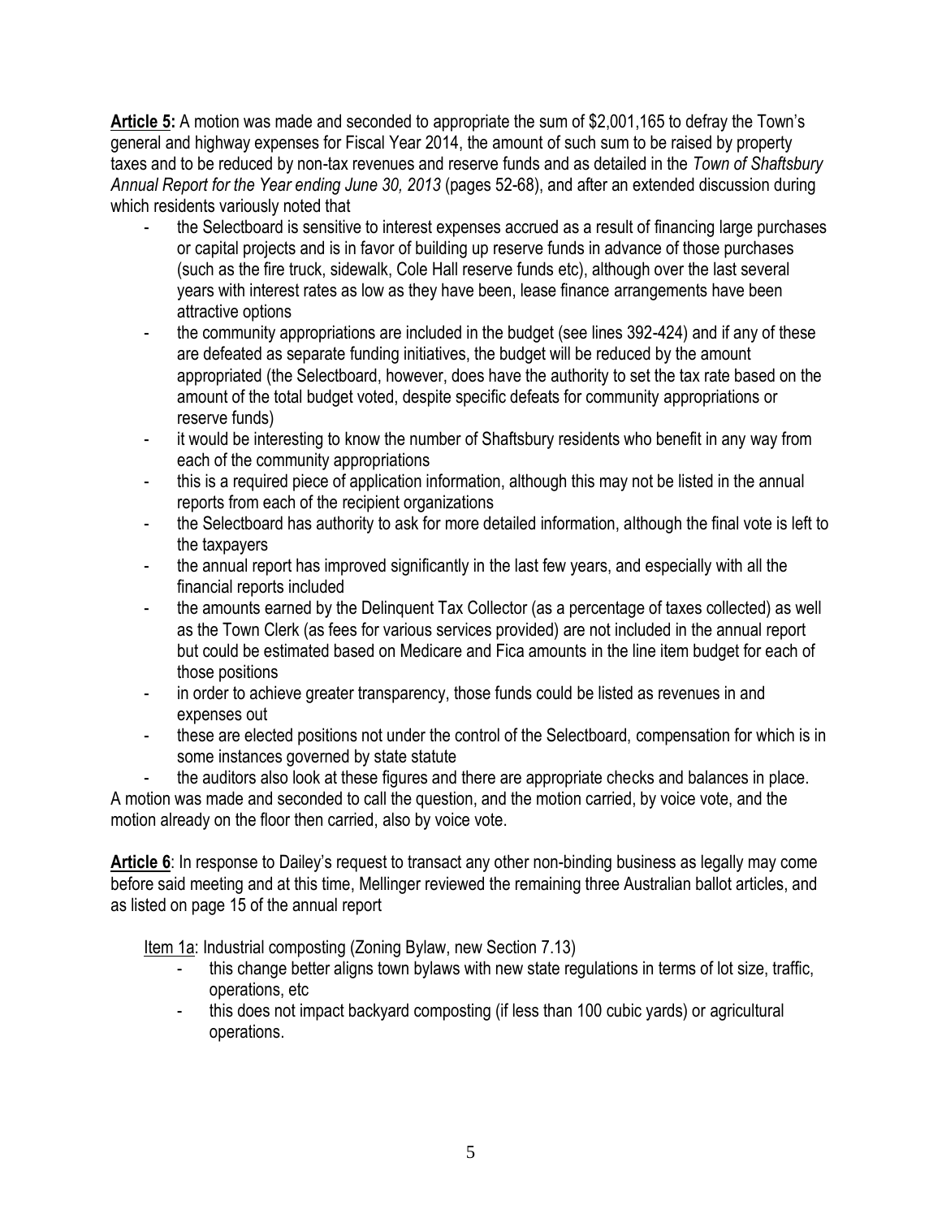**<u>Article 5</u>:** A motion was made and seconded to appropriate the sum of $2,001,165 to defray the Town's general and highway expenses for Fiscal Year 2014, the amount of such sum to be raised by property taxes and to be reduced by non-tax revenues and reserve funds and as detailed in the *Town of Shaftsbury Annual Report for the Year ending June 30, 2013* (pages 52-68), and after an extended discussion during which residents variously noted that

- the Selectboard is sensitive to interest expenses accrued as a result of financing large purchases or capital projects and is in favor of building up reserve funds in advance of those purchases (such as the fire truck, sidewalk, Cole Hall reserve funds etc), although over the last several years with interest rates as low as they have been, lease finance arrangements have been attractive options
- the community appropriations are included in the budget (see lines 392-424) and if any of these are defeated as separate funding initiatives, the budget will be reduced by the amount appropriated (the Selectboard, however, does have the authority to set the tax rate based on the amount of the total budget voted, despite specific defeats for community appropriations or reserve funds)
- it would be interesting to know the number of Shaftsbury residents who benefit in any way from each of the community appropriations
- this is a required piece of application information, although this may not be listed in the annual reports from each of the recipient organizations
- the Selectboard has authority to ask for more detailed information, although the final vote is left to the taxpayers
- the annual report has improved significantly in the last few years, and especially with all the financial reports included
- the amounts earned by the Delinquent Tax Collector (as a percentage of taxes collected) as well as the Town Clerk (as fees for various services provided) are not included in the annual report but could be estimated based on Medicare and Fica amounts in the line item budget for each of those positions
- in order to achieve greater transparency, those funds could be listed as revenues in and expenses out
- these are elected positions not under the control of the Selectboard, compensation for which is in some instances governed by state statute
- the auditors also look at these figures and there are appropriate checks and balances in place.

A motion was made and seconded to call the question, and the motion carried, by voice vote, and the motion already on the floor then carried, also by voice vote.

**<u>Article 6</u>**: In response to Dailey's request to transact any other non-binding business as legally may come before said meeting and at this time, Mellinger reviewed the remaining three Australian ballot articles, and as listed on page 15 of the annual report

<u>Item 1a</u>: Industrial composting (Zoning Bylaw, new Section 7.13)

- this change better aligns town bylaws with new state regulations in terms of lot size, traffic, operations, etc
- this does not impact backyard composting (if less than 100 cubic yards) or agricultural operations.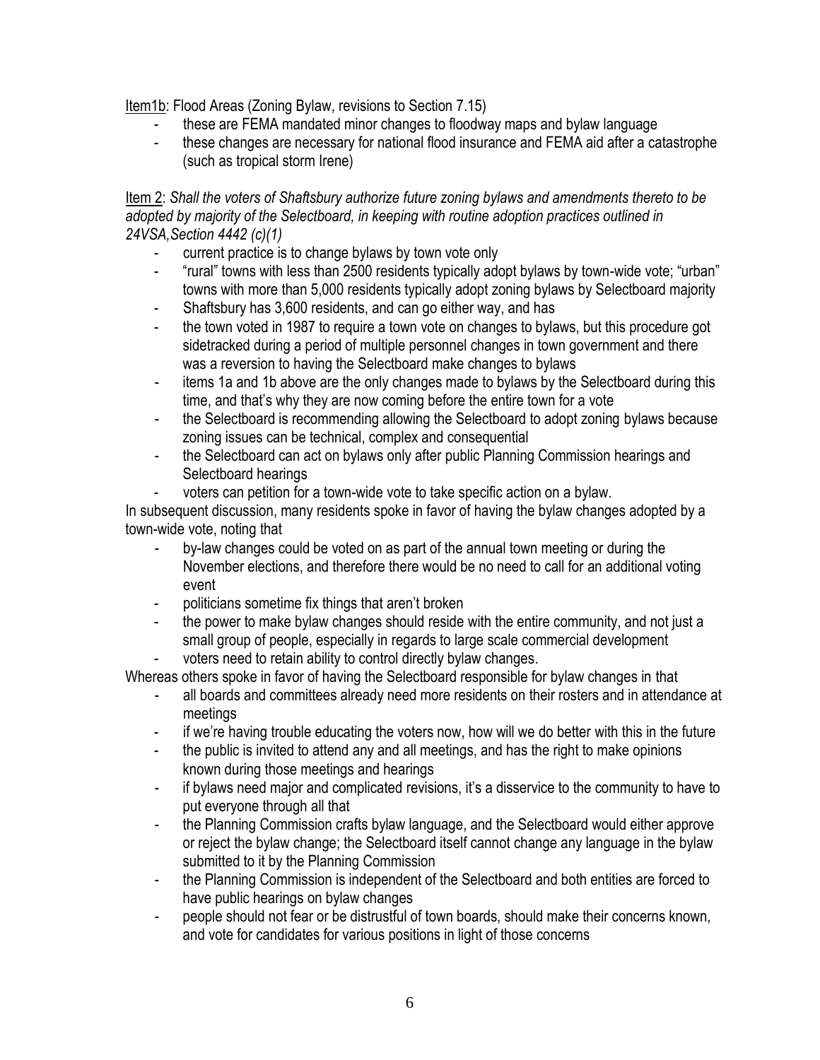Item1b: Flood Areas (Zoning Bylaw, revisions to Section 7.15)

- these are FEMA mandated minor changes to floodway maps and bylaw language
- these changes are necessary for national flood insurance and FEMA aid after a catastrophe (such as tropical storm Irene)

Item 2: *Shall the voters of Shaftsbury authorize future zoning bylaws and amendments thereto to be adopted by majority of the Selectboard, in keeping with routine adoption practices outlined in 24VSA,Section 4442 (c)(1)*

- current practice is to change bylaws by town vote only
- "rural" towns with less than 2500 residents typically adopt bylaws by town-wide vote; "urban" towns with more than 5,000 residents typically adopt zoning bylaws by Selectboard majority
- Shaftsbury has 3,600 residents, and can go either way, and has
- the town voted in 1987 to require a town vote on changes to bylaws, but this procedure got sidetracked during a period of multiple personnel changes in town government and there was a reversion to having the Selectboard make changes to bylaws
- items 1a and 1b above are the only changes made to bylaws by the Selectboard during this time, and that's why they are now coming before the entire town for a vote
- the Selectboard is recommending allowing the Selectboard to adopt zoning bylaws because zoning issues can be technical, complex and consequential
- the Selectboard can act on bylaws only after public Planning Commission hearings and Selectboard hearings
- voters can petition for a town-wide vote to take specific action on a bylaw.

In subsequent discussion, many residents spoke in favor of having the bylaw changes adopted by a town-wide vote, noting that

- by-law changes could be voted on as part of the annual town meeting or during the November elections, and therefore there would be no need to call for an additional voting event
- politicians sometime fix things that aren't broken
- the power to make bylaw changes should reside with the entire community, and not just a small group of people, especially in regards to large scale commercial development
- voters need to retain ability to control directly bylaw changes.

Whereas others spoke in favor of having the Selectboard responsible for bylaw changes in that

- all boards and committees already need more residents on their rosters and in attendance at meetings
- if we're having trouble educating the voters now, how will we do better with this in the future
- the public is invited to attend any and all meetings, and has the right to make opinions known during those meetings and hearings
- if bylaws need major and complicated revisions, it's a disservice to the community to have to put everyone through all that
- the Planning Commission crafts bylaw language, and the Selectboard would either approve or reject the bylaw change; the Selectboard itself cannot change any language in the bylaw submitted to it by the Planning Commission
- the Planning Commission is independent of the Selectboard and both entities are forced to have public hearings on bylaw changes
- people should not fear or be distrustful of town boards, should make their concerns known, and vote for candidates for various positions in light of those concerns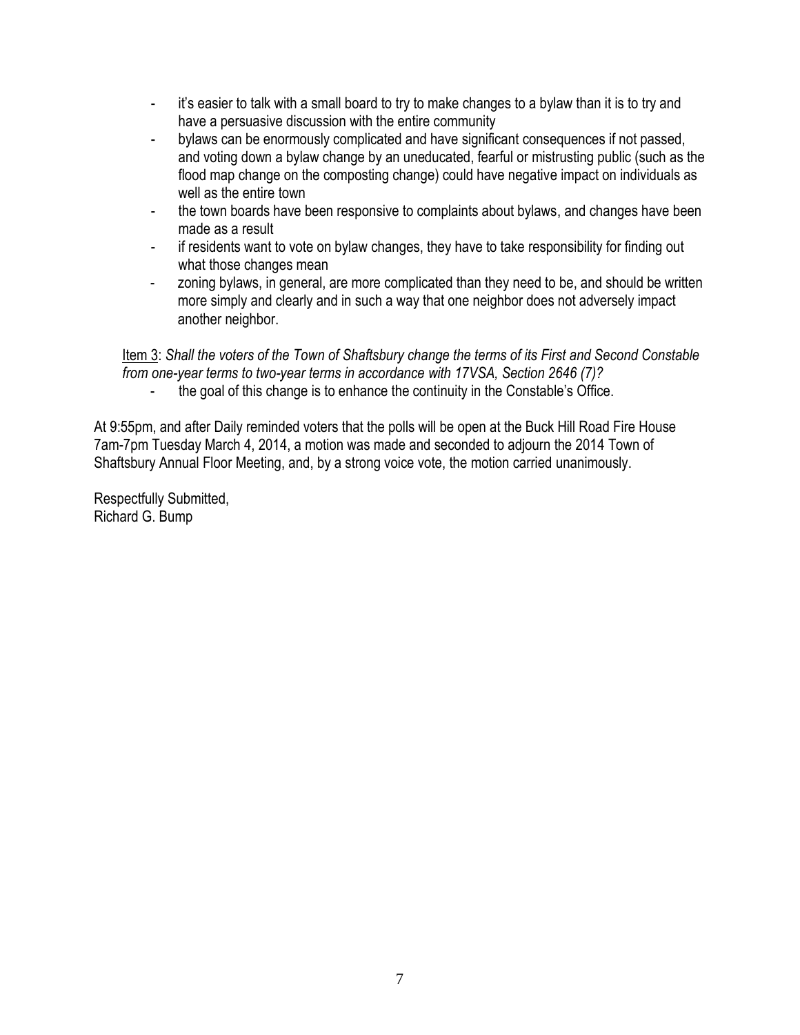- it's easier to talk with a small board to try to make changes to a bylaw than it is to try and have a persuasive discussion with the entire community
- bylaws can be enormously complicated and have significant consequences if not passed, and voting down a bylaw change by an uneducated, fearful or mistrusting public (such as the flood map change on the composting change) could have negative impact on individuals as well as the entire town
- the town boards have been responsive to complaints about bylaws, and changes have been made as a result
- if residents want to vote on bylaw changes, they have to take responsibility for finding out what those changes mean
- zoning bylaws, in general, are more complicated than they need to be, and should be written more simply and clearly and in such a way that one neighbor does not adversely impact another neighbor.

Item 3: *Shall the voters of the Town of Shaftsbury change the terms of its First and Second Constable from one-year terms to two-year terms in accordance with 17VSA, Section 2646 (7)?*

- the goal of this change is to enhance the continuity in the Constable's Office.

At 9:55pm, and after Daily reminded voters that the polls will be open at the Buck Hill Road Fire House 7am-7pm Tuesday March 4, 2014, a motion was made and seconded to adjourn the 2014 Town of Shaftsbury Annual Floor Meeting, and, by a strong voice vote, the motion carried unanimously.

Respectfully Submitted,
Richard G. Bump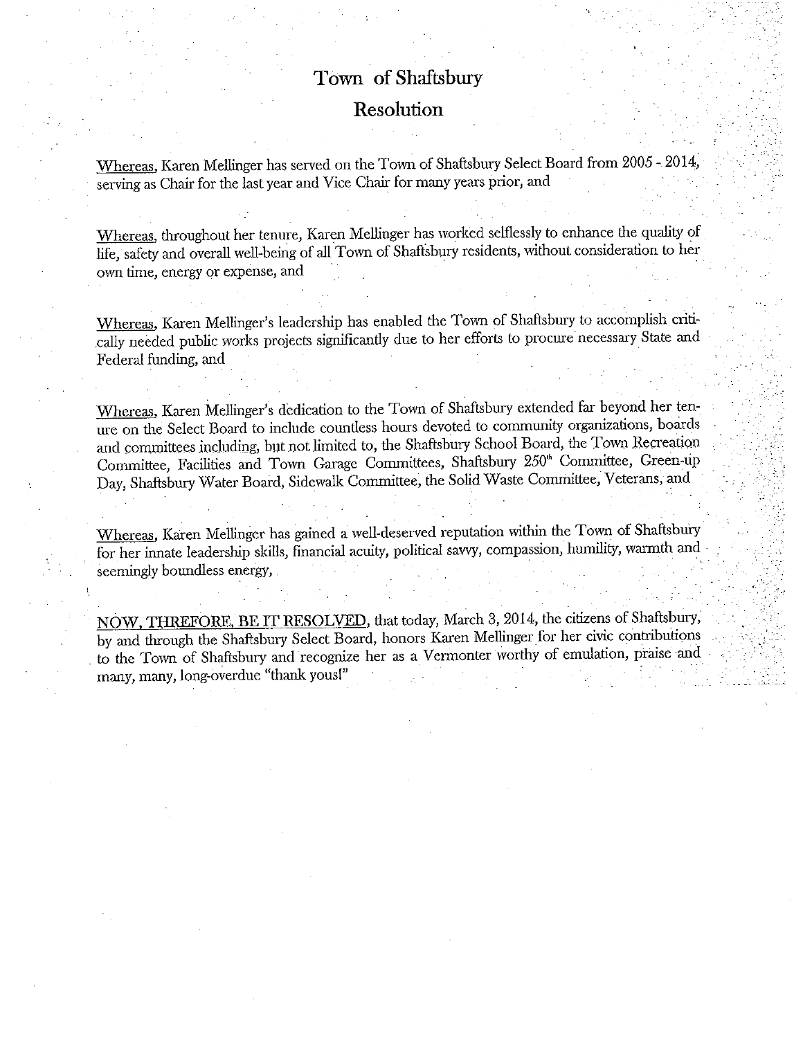# Town of Shaftsbury

## Resolution

Whereas, Karen Mellinger has served on the Town of Shaftsbury Select Board from 2005 - 2014, serving as Chair for the last year and Vice Chair for many years prior, and

Whereas, throughout her tenure, Karen Mellinger has worked selflessly to enhance the quality of life, safety and overall well-being of all Town of Shaftsbury residents, without consideration to her own time, energy or expense, and

Whereas, Karen Mellinger's leadership has enabled the Town of Shaftsbury to accomplish critically needed public works projects significantly due to her efforts to procure necessary State and Federal funding, and

Whereas, Karen Mellinger's dedication to the Town of Shaftsbury extended far beyond her tenure on the Select Board to include countless hours devoted to community organizations, boards and committees including, but not limited to, the Shaftsbury School Board, the Town Recreation Committee, Facilities and Town Garage Committees, Shaftsbury 250th Committee, Green-up Day, Shaftsbury Water Board, Sidewalk Committee, the Solid Waste Committee, Veterans, and

Whereas, Karen Mellinger has gained a well-deserved reputation within the Town of Shaftsbury for her innate leadership skills, financial acuity, political savvy, compassion, humility, warmth and seemingly boundless energy,

NOW, THREFORE, BE IT RESOLVED, that today, March 3, 2014, the citizens of Shaftsbury, by and through the Shaftsbury Select Board, honors Karen Mellinger for her civic contributions to the Town of Shaftsbury and recognize her as a Vermonter worthy of emulation, praise and many, many, long-overdue "thank yous!"